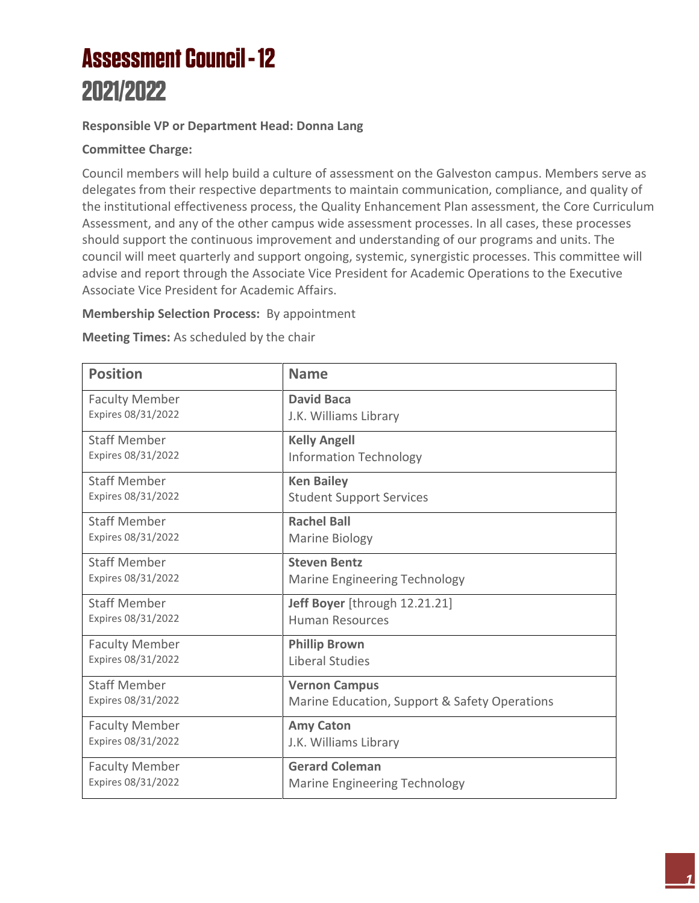# Assessment Council - 12
# 2021/2022

**Responsible VP or Department Head: Donna Lang**

**Committee Charge:**

Council members will help build a culture of assessment on the Galveston campus. Members serve as delegates from their respective departments to maintain communication, compliance, and quality of the institutional effectiveness process, the Quality Enhancement Plan assessment, the Core Curriculum Assessment, and any of the other campus wide assessment processes. In all cases, these processes should support the continuous improvement and understanding of our programs and units. The council will meet quarterly and support ongoing, systemic, synergistic processes. This committee will advise and report through the Associate Vice President for Academic Operations to the Executive Associate Vice President for Academic Affairs.

**Membership Selection Process:** By appointment

**Meeting Times:** As scheduled by the chair

| Position | Name |
|---|---|
| Faculty Member<br>Expires 08/31/2022 | **David Baca**<br>J.K. Williams Library |
| Staff Member<br>Expires 08/31/2022 | **Kelly Angell**<br>Information Technology |
| Staff Member<br>Expires 08/31/2022 | **Ken Bailey**<br>Student Support Services |
| Staff Member<br>Expires 08/31/2022 | **Rachel Ball**<br>Marine Biology |
| Staff Member<br>Expires 08/31/2022 | **Steven Bentz**<br>Marine Engineering Technology |
| Staff Member<br>Expires 08/31/2022 | **Jeff Boyer** [through 12.21.21]<br>Human Resources |
| Faculty Member<br>Expires 08/31/2022 | **Phillip Brown**<br>Liberal Studies |
| Staff Member<br>Expires 08/31/2022 | **Vernon Campus**<br>Marine Education, Support & Safety Operations |
| Faculty Member<br>Expires 08/31/2022 | **Amy Caton**<br>J.K. Williams Library |
| Faculty Member<br>Expires 08/31/2022 | **Gerard Coleman**<br>Marine Engineering Technology |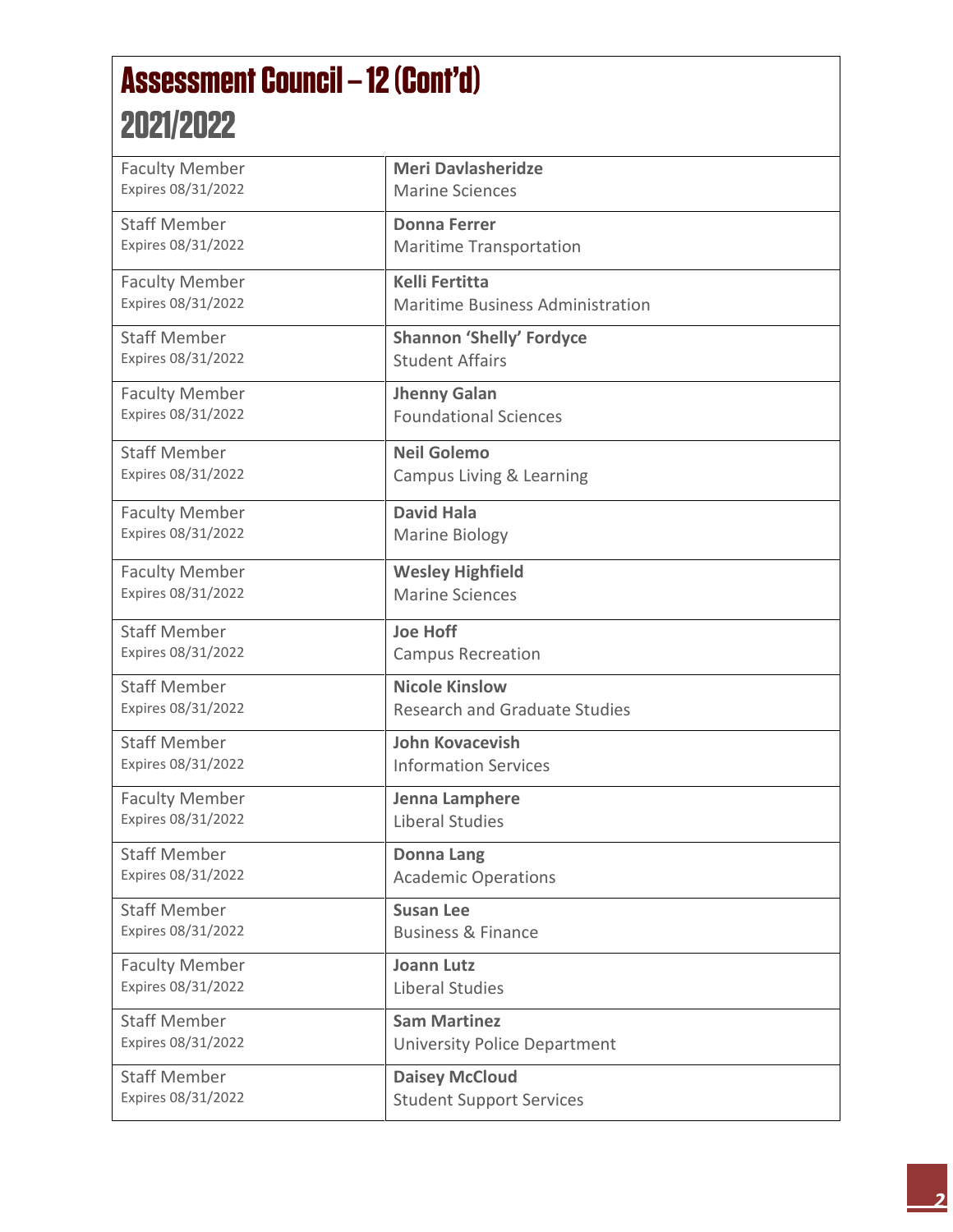# Assessment Council – 12 (Cont'd)
# 2021/2022

| Role | Member |
|---|---|
| Faculty Member<br>Expires 08/31/2022 | **Meri Davlasheridze**<br>Marine Sciences |
| Staff Member<br>Expires 08/31/2022 | **Donna Ferrer**<br>Maritime Transportation |
| Faculty Member<br>Expires 08/31/2022 | **Kelli Fertitta**<br>Maritime Business Administration |
| Staff Member<br>Expires 08/31/2022 | **Shannon 'Shelly' Fordyce**<br>Student Affairs |
| Faculty Member<br>Expires 08/31/2022 | **Jhenny Galan**<br>Foundational Sciences |
| Staff Member<br>Expires 08/31/2022 | **Neil Golemo**<br>Campus Living & Learning |
| Faculty Member<br>Expires 08/31/2022 | **David Hala**<br>Marine Biology |
| Faculty Member<br>Expires 08/31/2022 | **Wesley Highfield**<br>Marine Sciences |
| Staff Member<br>Expires 08/31/2022 | **Joe Hoff**<br>Campus Recreation |
| Staff Member<br>Expires 08/31/2022 | **Nicole Kinslow**<br>Research and Graduate Studies |
| Staff Member<br>Expires 08/31/2022 | **John Kovacevish**<br>Information Services |
| Faculty Member<br>Expires 08/31/2022 | **Jenna Lamphere**<br>Liberal Studies |
| Staff Member<br>Expires 08/31/2022 | **Donna Lang**<br>Academic Operations |
| Staff Member<br>Expires 08/31/2022 | **Susan Lee**<br>Business & Finance |
| Faculty Member<br>Expires 08/31/2022 | **Joann Lutz**<br>Liberal Studies |
| Staff Member<br>Expires 08/31/2022 | **Sam Martinez**<br>University Police Department |
| Staff Member<br>Expires 08/31/2022 | **Daisey McCloud**<br>Student Support Services |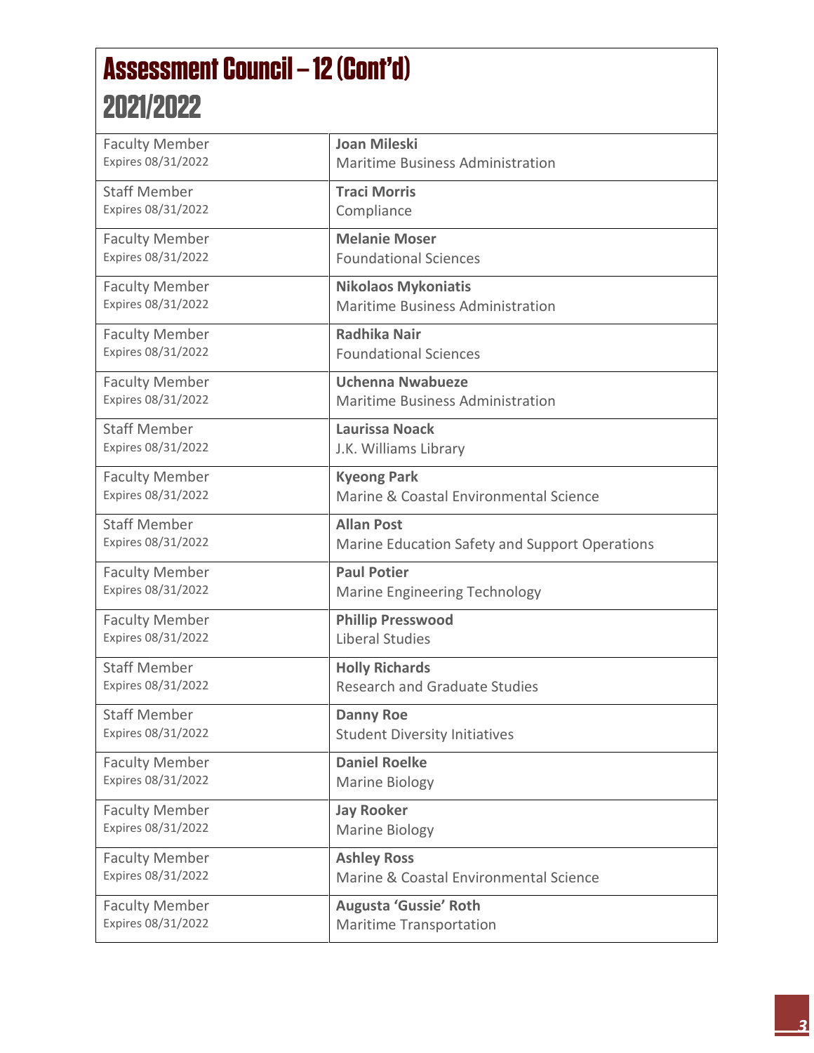# Assessment Council – 12 (Cont'd)

## 2021/2022

| Role | Member |
|---|---|
| Faculty Member<br>Expires 08/31/2022 | **Joan Mileski**<br>Maritime Business Administration |
| Staff Member<br>Expires 08/31/2022 | **Traci Morris**<br>Compliance |
| Faculty Member<br>Expires 08/31/2022 | **Melanie Moser**<br>Foundational Sciences |
| Faculty Member<br>Expires 08/31/2022 | **Nikolaos Mykoniatis**<br>Maritime Business Administration |
| Faculty Member<br>Expires 08/31/2022 | **Radhika Nair**<br>Foundational Sciences |
| Faculty Member<br>Expires 08/31/2022 | **Uchenna Nwabueze**<br>Maritime Business Administration |
| Staff Member<br>Expires 08/31/2022 | **Laurissa Noack**<br>J.K. Williams Library |
| Faculty Member<br>Expires 08/31/2022 | **Kyeong Park**<br>Marine & Coastal Environmental Science |
| Staff Member<br>Expires 08/31/2022 | **Allan Post**<br>Marine Education Safety and Support Operations |
| Faculty Member<br>Expires 08/31/2022 | **Paul Potier**<br>Marine Engineering Technology |
| Faculty Member<br>Expires 08/31/2022 | **Phillip Presswood**<br>Liberal Studies |
| Staff Member<br>Expires 08/31/2022 | **Holly Richards**<br>Research and Graduate Studies |
| Staff Member<br>Expires 08/31/2022 | **Danny Roe**<br>Student Diversity Initiatives |
| Faculty Member<br>Expires 08/31/2022 | **Daniel Roelke**<br>Marine Biology |
| Faculty Member<br>Expires 08/31/2022 | **Jay Rooker**<br>Marine Biology |
| Faculty Member<br>Expires 08/31/2022 | **Ashley Ross**<br>Marine & Coastal Environmental Science |
| Faculty Member<br>Expires 08/31/2022 | **Augusta 'Gussie' Roth**<br>Maritime Transportation |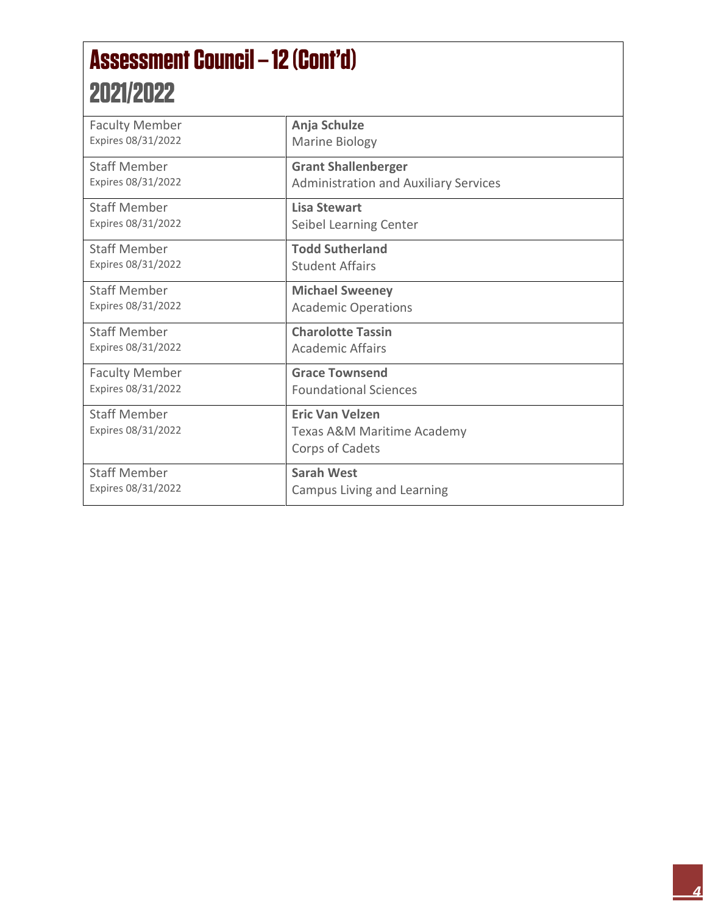# Assessment Council – 12 (Cont'd)
## 2021/2022

| | |
|---|---|
| Faculty Member<br>Expires 08/31/2022 | **Anja Schulze**<br>Marine Biology |
| Staff Member<br>Expires 08/31/2022 | **Grant Shallenberger**<br>Administration and Auxiliary Services |
| Staff Member<br>Expires 08/31/2022 | **Lisa Stewart**<br>Seibel Learning Center |
| Staff Member<br>Expires 08/31/2022 | **Todd Sutherland**<br>Student Affairs |
| Staff Member<br>Expires 08/31/2022 | **Michael Sweeney**<br>Academic Operations |
| Staff Member<br>Expires 08/31/2022 | **Charolotte Tassin**<br>Academic Affairs |
| Faculty Member<br>Expires 08/31/2022 | **Grace Townsend**<br>Foundational Sciences |
| Staff Member<br>Expires 08/31/2022 | **Eric Van Velzen**<br>Texas A&M Maritime Academy<br>Corps of Cadets |
| Staff Member<br>Expires 08/31/2022 | **Sarah West**<br>Campus Living and Learning |